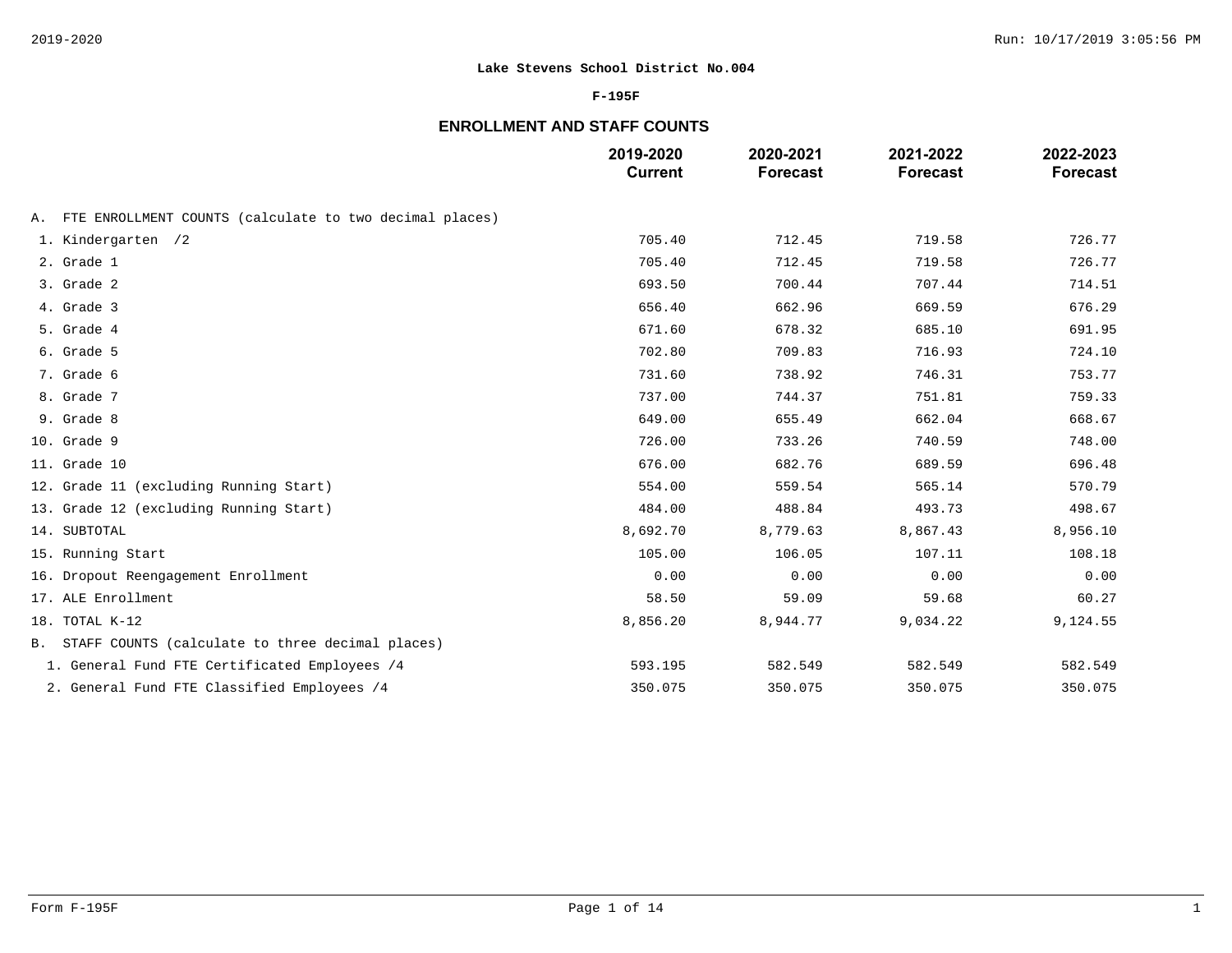**Lake Stevens School District No.004**

**F-195F**

## ENROLLMENT AND STAFF COUNTS

| | 2019-2020 Current | 2020-2021 Forecast | 2021-2022 Forecast | 2022-2023 Forecast |
|---|---|---|---|---|
| A. FTE ENROLLMENT COUNTS (calculate to two decimal places) | | | | |
| 1. Kindergarten /2 | 705.40 | 712.45 | 719.58 | 726.77 |
| 2. Grade 1 | 705.40 | 712.45 | 719.58 | 726.77 |
| 3. Grade 2 | 693.50 | 700.44 | 707.44 | 714.51 |
| 4. Grade 3 | 656.40 | 662.96 | 669.59 | 676.29 |
| 5. Grade 4 | 671.60 | 678.32 | 685.10 | 691.95 |
| 6. Grade 5 | 702.80 | 709.83 | 716.93 | 724.10 |
| 7. Grade 6 | 731.60 | 738.92 | 746.31 | 753.77 |
| 8. Grade 7 | 737.00 | 744.37 | 751.81 | 759.33 |
| 9. Grade 8 | 649.00 | 655.49 | 662.04 | 668.67 |
| 10. Grade 9 | 726.00 | 733.26 | 740.59 | 748.00 |
| 11. Grade 10 | 676.00 | 682.76 | 689.59 | 696.48 |
| 12. Grade 11 (excluding Running Start) | 554.00 | 559.54 | 565.14 | 570.79 |
| 13. Grade 12 (excluding Running Start) | 484.00 | 488.84 | 493.73 | 498.67 |
| 14. SUBTOTAL | 8,692.70 | 8,779.63 | 8,867.43 | 8,956.10 |
| 15. Running Start | 105.00 | 106.05 | 107.11 | 108.18 |
| 16. Dropout Reengagement Enrollment | 0.00 | 0.00 | 0.00 | 0.00 |
| 17. ALE Enrollment | 58.50 | 59.09 | 59.68 | 60.27 |
| 18. TOTAL K-12 | 8,856.20 | 8,944.77 | 9,034.22 | 9,124.55 |
| B. STAFF COUNTS (calculate to three decimal places) | | | | |
| 1. General Fund FTE Certificated Employees /4 | 593.195 | 582.549 | 582.549 | 582.549 |
| 2. General Fund FTE Classified Employees /4 | 350.075 | 350.075 | 350.075 | 350.075 |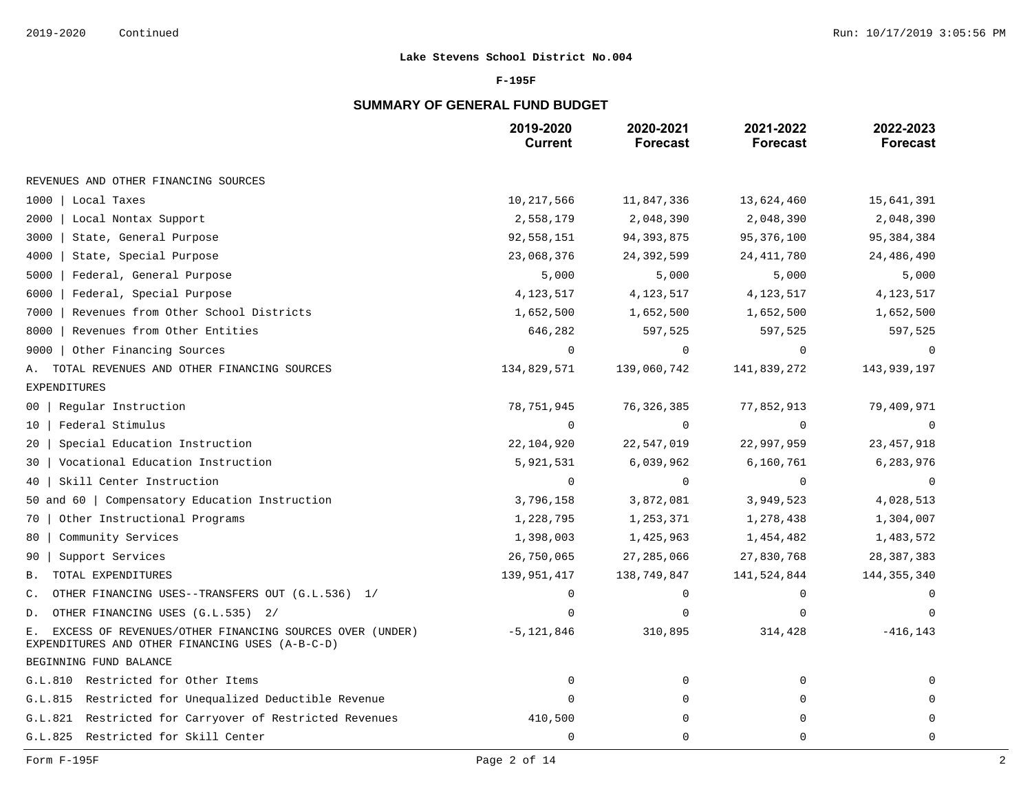**Lake Stevens School District No.004**

**F-195F**

## SUMMARY OF GENERAL FUND BUDGET

| | 2019-2020 Current | 2020-2021 Forecast | 2021-2022 Forecast | 2022-2023 Forecast |
|---|---|---|---|---|
| REVENUES AND OTHER FINANCING SOURCES | | | | |
| 1000 \| Local Taxes | 10,217,566 | 11,847,336 | 13,624,460 | 15,641,391 |
| 2000 \| Local Nontax Support | 2,558,179 | 2,048,390 | 2,048,390 | 2,048,390 |
| 3000 \| State, General Purpose | 92,558,151 | 94,393,875 | 95,376,100 | 95,384,384 |
| 4000 \| State, Special Purpose | 23,068,376 | 24,392,599 | 24,411,780 | 24,486,490 |
| 5000 \| Federal, General Purpose | 5,000 | 5,000 | 5,000 | 5,000 |
| 6000 \| Federal, Special Purpose | 4,123,517 | 4,123,517 | 4,123,517 | 4,123,517 |
| 7000 \| Revenues from Other School Districts | 1,652,500 | 1,652,500 | 1,652,500 | 1,652,500 |
| 8000 \| Revenues from Other Entities | 646,282 | 597,525 | 597,525 | 597,525 |
| 9000 \| Other Financing Sources | 0 | 0 | 0 | 0 |
| A. TOTAL REVENUES AND OTHER FINANCING SOURCES | 134,829,571 | 139,060,742 | 141,839,272 | 143,939,197 |
| EXPENDITURES | | | | |
| 00 \| Regular Instruction | 78,751,945 | 76,326,385 | 77,852,913 | 79,409,971 |
| 10 \| Federal Stimulus | 0 | 0 | 0 | 0 |
| 20 \| Special Education Instruction | 22,104,920 | 22,547,019 | 22,997,959 | 23,457,918 |
| 30 \| Vocational Education Instruction | 5,921,531 | 6,039,962 | 6,160,761 | 6,283,976 |
| 40 \| Skill Center Instruction | 0 | 0 | 0 | 0 |
| 50 and 60 \| Compensatory Education Instruction | 3,796,158 | 3,872,081 | 3,949,523 | 4,028,513 |
| 70 \| Other Instructional Programs | 1,228,795 | 1,253,371 | 1,278,438 | 1,304,007 |
| 80 \| Community Services | 1,398,003 | 1,425,963 | 1,454,482 | 1,483,572 |
| 90 \| Support Services | 26,750,065 | 27,285,066 | 27,830,768 | 28,387,383 |
| B. TOTAL EXPENDITURES | 139,951,417 | 138,749,847 | 141,524,844 | 144,355,340 |
| C. OTHER FINANCING USES--TRANSFERS OUT (G.L.536) 1/ | 0 | 0 | 0 | 0 |
| D. OTHER FINANCING USES (G.L.535) 2/ | 0 | 0 | 0 | 0 |
| E. EXCESS OF REVENUES/OTHER FINANCING SOURCES OVER (UNDER) EXPENDITURES AND OTHER FINANCING USES (A-B-C-D) | -5,121,846 | 310,895 | 314,428 | -416,143 |
| BEGINNING FUND BALANCE | | | | |
| G.L.810 Restricted for Other Items | 0 | 0 | 0 | 0 |
| G.L.815 Restricted for Unequalized Deductible Revenue | 0 | 0 | 0 | 0 |
| G.L.821 Restricted for Carryover of Restricted Revenues | 410,500 | 0 | 0 | 0 |
| G.L.825 Restricted for Skill Center | 0 | 0 | 0 | 0 |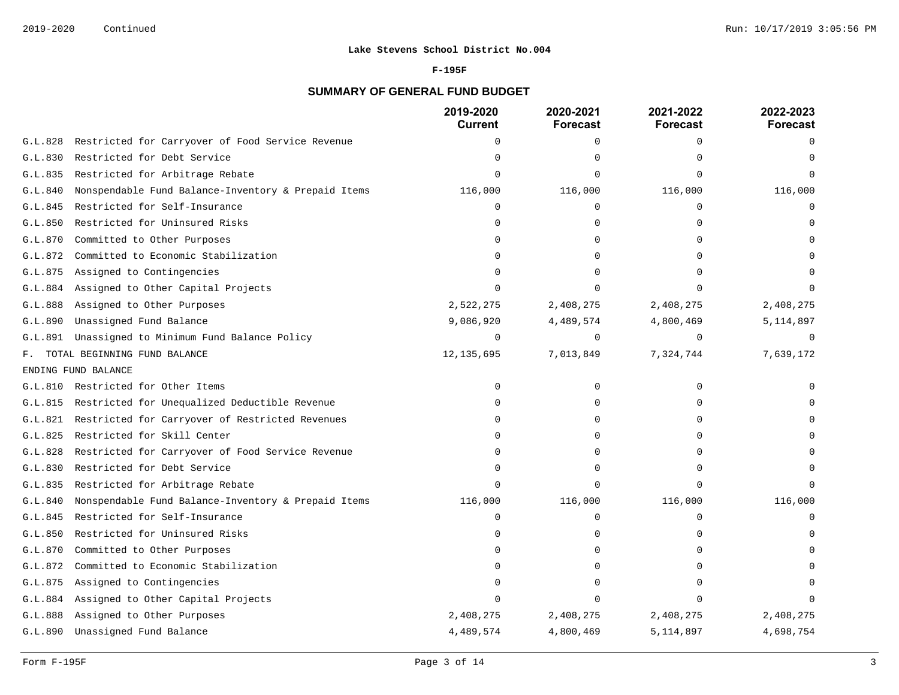**Lake Stevens School District No.004**

**F-195F**

## SUMMARY OF GENERAL FUND BUDGET

| | 2019-2020 Current | 2020-2021 Forecast | 2021-2022 Forecast | 2022-2023 Forecast |
|---|---|---|---|---|
| G.L.828 Restricted for Carryover of Food Service Revenue | 0 | 0 | 0 | 0 |
| G.L.830 Restricted for Debt Service | 0 | 0 | 0 | 0 |
| G.L.835 Restricted for Arbitrage Rebate | 0 | 0 | 0 | 0 |
| G.L.840 Nonspendable Fund Balance-Inventory & Prepaid Items | 116,000 | 116,000 | 116,000 | 116,000 |
| G.L.845 Restricted for Self-Insurance | 0 | 0 | 0 | 0 |
| G.L.850 Restricted for Uninsured Risks | 0 | 0 | 0 | 0 |
| G.L.870 Committed to Other Purposes | 0 | 0 | 0 | 0 |
| G.L.872 Committed to Economic Stabilization | 0 | 0 | 0 | 0 |
| G.L.875 Assigned to Contingencies | 0 | 0 | 0 | 0 |
| G.L.884 Assigned to Other Capital Projects | 0 | 0 | 0 | 0 |
| G.L.888 Assigned to Other Purposes | 2,522,275 | 2,408,275 | 2,408,275 | 2,408,275 |
| G.L.890 Unassigned Fund Balance | 9,086,920 | 4,489,574 | 4,800,469 | 5,114,897 |
| G.L.891 Unassigned to Minimum Fund Balance Policy | 0 | 0 | 0 | 0 |
| F. TOTAL BEGINNING FUND BALANCE | 12,135,695 | 7,013,849 | 7,324,744 | 7,639,172 |
| ENDING FUND BALANCE | | | | |
| G.L.810 Restricted for Other Items | 0 | 0 | 0 | 0 |
| G.L.815 Restricted for Unequalized Deductible Revenue | 0 | 0 | 0 | 0 |
| G.L.821 Restricted for Carryover of Restricted Revenues | 0 | 0 | 0 | 0 |
| G.L.825 Restricted for Skill Center | 0 | 0 | 0 | 0 |
| G.L.828 Restricted for Carryover of Food Service Revenue | 0 | 0 | 0 | 0 |
| G.L.830 Restricted for Debt Service | 0 | 0 | 0 | 0 |
| G.L.835 Restricted for Arbitrage Rebate | 0 | 0 | 0 | 0 |
| G.L.840 Nonspendable Fund Balance-Inventory & Prepaid Items | 116,000 | 116,000 | 116,000 | 116,000 |
| G.L.845 Restricted for Self-Insurance | 0 | 0 | 0 | 0 |
| G.L.850 Restricted for Uninsured Risks | 0 | 0 | 0 | 0 |
| G.L.870 Committed to Other Purposes | 0 | 0 | 0 | 0 |
| G.L.872 Committed to Economic Stabilization | 0 | 0 | 0 | 0 |
| G.L.875 Assigned to Contingencies | 0 | 0 | 0 | 0 |
| G.L.884 Assigned to Other Capital Projects | 0 | 0 | 0 | 0 |
| G.L.888 Assigned to Other Purposes | 2,408,275 | 2,408,275 | 2,408,275 | 2,408,275 |
| G.L.890 Unassigned Fund Balance | 4,489,574 | 4,800,469 | 5,114,897 | 4,698,754 |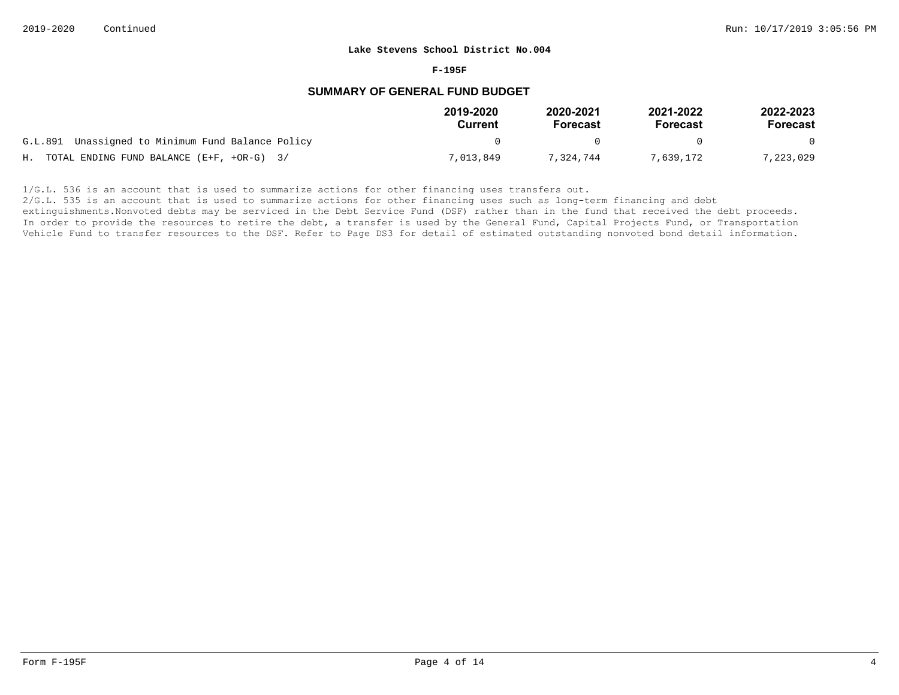**Lake Stevens School District No.004**

**F-195F**

## SUMMARY OF GENERAL FUND BUDGET

| | 2019-2020 Current | 2020-2021 Forecast | 2021-2022 Forecast | 2022-2023 Forecast |
|---|---|---|---|---|
| G.L.891 Unassigned to Minimum Fund Balance Policy | 0 | 0 | 0 | 0 |
| H. TOTAL ENDING FUND BALANCE (E+F, +OR-G) 3/ | 7,013,849 | 7,324,744 | 7,639,172 | 7,223,029 |

1/G.L. 536 is an account that is used to summarize actions for other financing uses transfers out.

2/G.L. 535 is an account that is used to summarize actions for other financing uses such as long-term financing and debt extinguishments.Nonvoted debts may be serviced in the Debt Service Fund (DSF) rather than in the fund that received the debt proceeds. In order to provide the resources to retire the debt, a transfer is used by the General Fund, Capital Projects Fund, or Transportation Vehicle Fund to transfer resources to the DSF. Refer to Page DS3 for detail of estimated outstanding nonvoted bond detail information.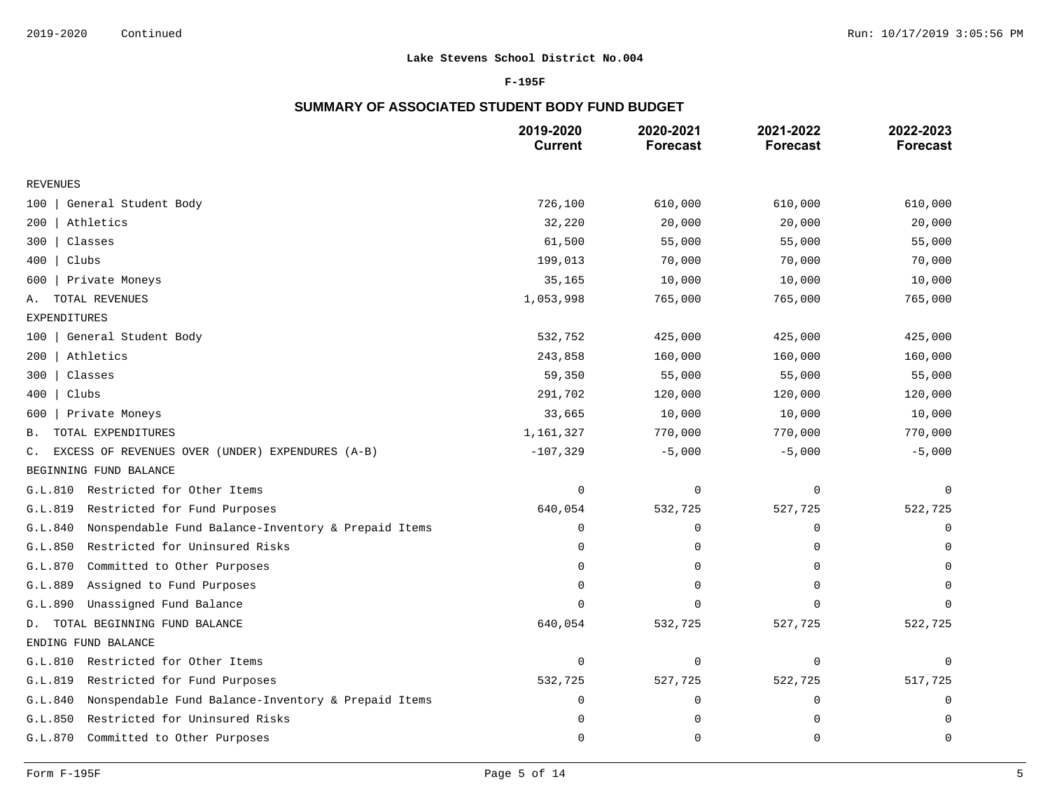**Lake Stevens School District No.004**

**F-195F**

## SUMMARY OF ASSOCIATED STUDENT BODY FUND BUDGET

| | 2019-2020 Current | 2020-2021 Forecast | 2021-2022 Forecast | 2022-2023 Forecast |
|---|---|---|---|---|
| REVENUES | | | | |
| 100 \| General Student Body | 726,100 | 610,000 | 610,000 | 610,000 |
| 200 \| Athletics | 32,220 | 20,000 | 20,000 | 20,000 |
| 300 \| Classes | 61,500 | 55,000 | 55,000 | 55,000 |
| 400 \| Clubs | 199,013 | 70,000 | 70,000 | 70,000 |
| 600 \| Private Moneys | 35,165 | 10,000 | 10,000 | 10,000 |
| A. TOTAL REVENUES | 1,053,998 | 765,000 | 765,000 | 765,000 |
| EXPENDITURES | | | | |
| 100 \| General Student Body | 532,752 | 425,000 | 425,000 | 425,000 |
| 200 \| Athletics | 243,858 | 160,000 | 160,000 | 160,000 |
| 300 \| Classes | 59,350 | 55,000 | 55,000 | 55,000 |
| 400 \| Clubs | 291,702 | 120,000 | 120,000 | 120,000 |
| 600 \| Private Moneys | 33,665 | 10,000 | 10,000 | 10,000 |
| B. TOTAL EXPENDITURES | 1,161,327 | 770,000 | 770,000 | 770,000 |
| C. EXCESS OF REVENUES OVER (UNDER) EXPENDURES (A-B) | -107,329 | -5,000 | -5,000 | -5,000 |
| BEGINNING FUND BALANCE | | | | |
| G.L.810 Restricted for Other Items | 0 | 0 | 0 | 0 |
| G.L.819 Restricted for Fund Purposes | 640,054 | 532,725 | 527,725 | 522,725 |
| G.L.840 Nonspendable Fund Balance-Inventory & Prepaid Items | 0 | 0 | 0 | 0 |
| G.L.850 Restricted for Uninsured Risks | 0 | 0 | 0 | 0 |
| G.L.870 Committed to Other Purposes | 0 | 0 | 0 | 0 |
| G.L.889 Assigned to Fund Purposes | 0 | 0 | 0 | 0 |
| G.L.890 Unassigned Fund Balance | 0 | 0 | 0 | 0 |
| D. TOTAL BEGINNING FUND BALANCE | 640,054 | 532,725 | 527,725 | 522,725 |
| ENDING FUND BALANCE | | | | |
| G.L.810 Restricted for Other Items | 0 | 0 | 0 | 0 |
| G.L.819 Restricted for Fund Purposes | 532,725 | 527,725 | 522,725 | 517,725 |
| G.L.840 Nonspendable Fund Balance-Inventory & Prepaid Items | 0 | 0 | 0 | 0 |
| G.L.850 Restricted for Uninsured Risks | 0 | 0 | 0 | 0 |
| G.L.870 Committed to Other Purposes | 0 | 0 | 0 | 0 |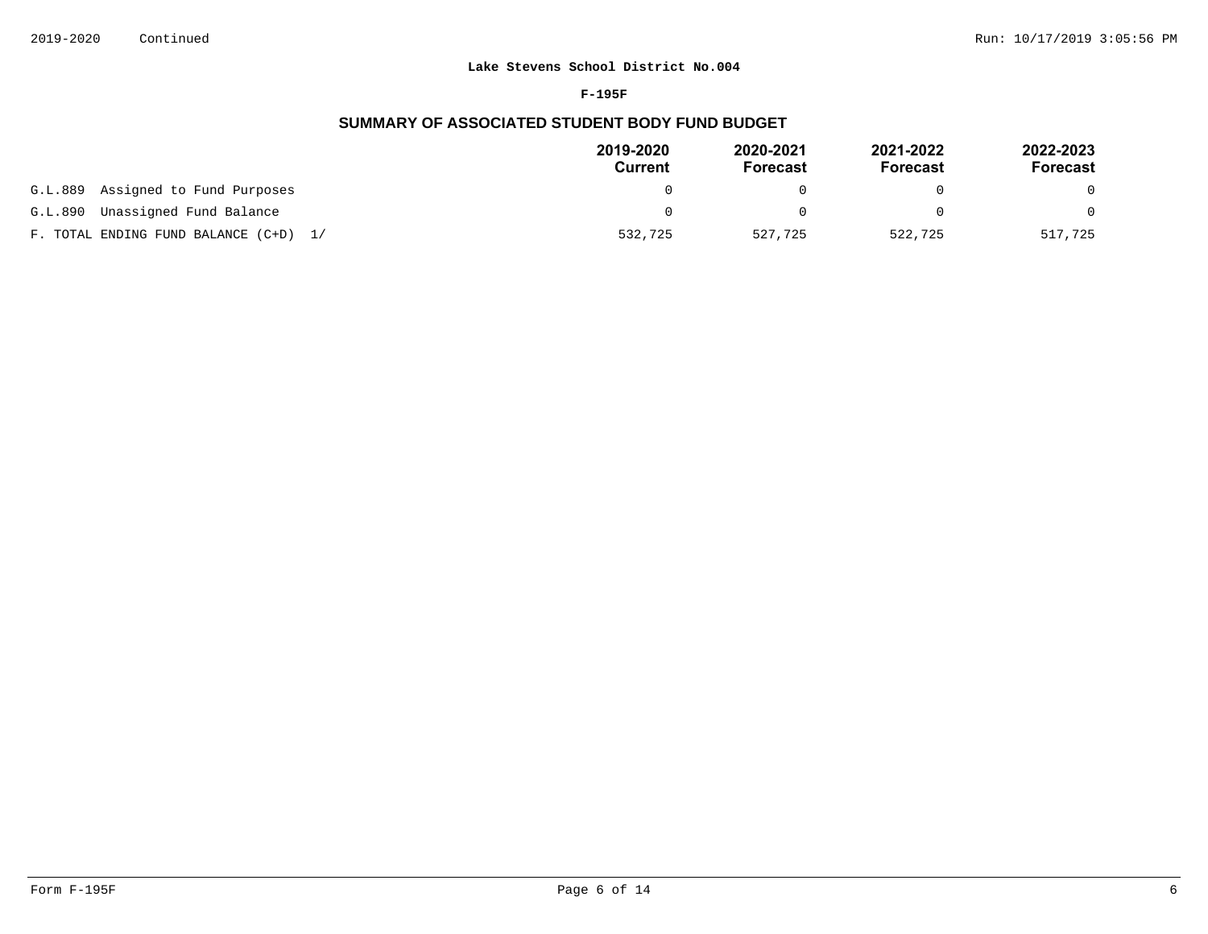**Lake Stevens School District No.004**

**F-195F**

## SUMMARY OF ASSOCIATED STUDENT BODY FUND BUDGET

| | 2019-2020 Current | 2020-2021 Forecast | 2021-2022 Forecast | 2022-2023 Forecast |
|---|---|---|---|---|
| G.L.889 Assigned to Fund Purposes | 0 | 0 | 0 | 0 |
| G.L.890 Unassigned Fund Balance | 0 | 0 | 0 | 0 |
| F. TOTAL ENDING FUND BALANCE (C+D) 1/ | 532,725 | 527,725 | 522,725 | 517,725 |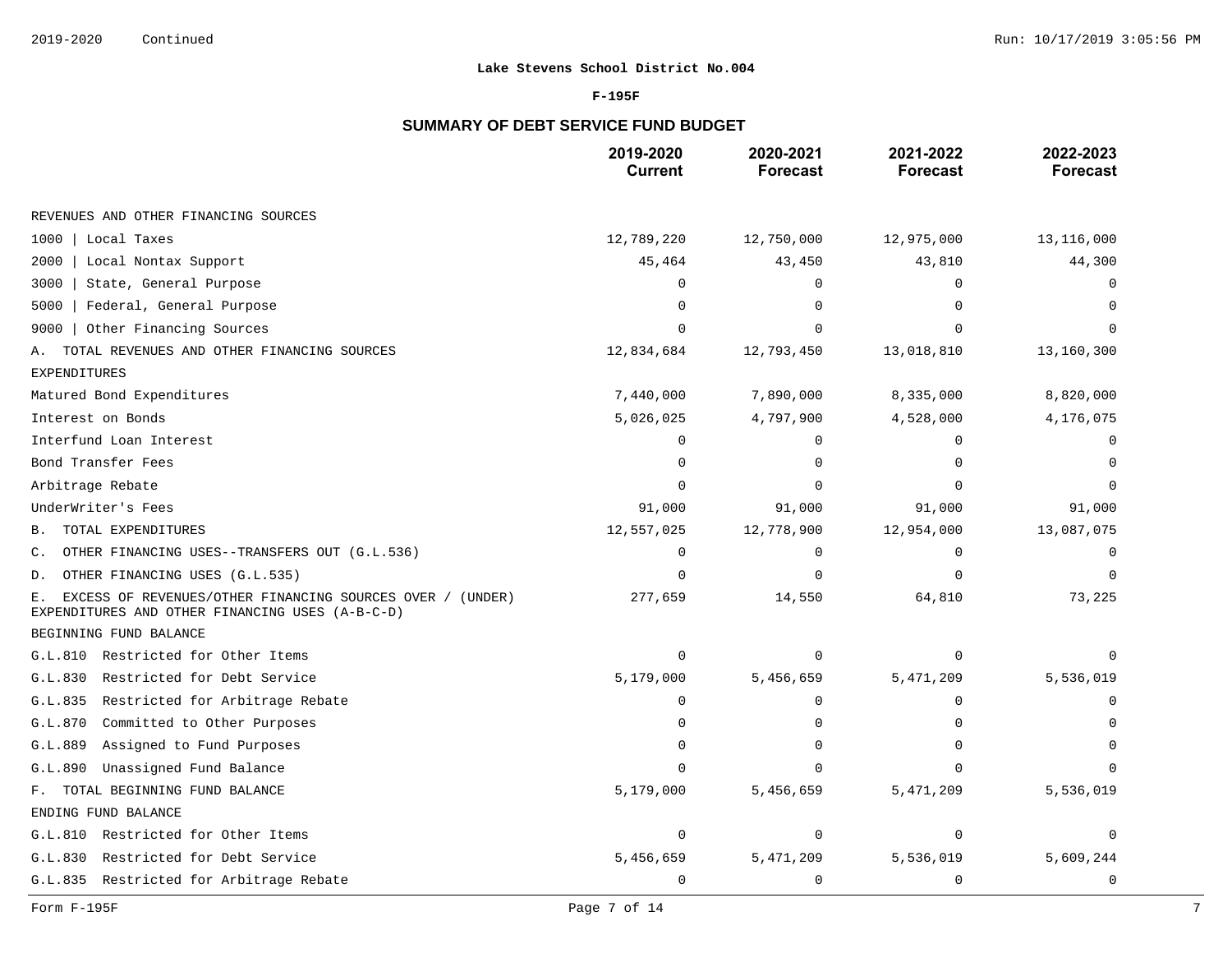**Lake Stevens School District No.004**

**F-195F**

## SUMMARY OF DEBT SERVICE FUND BUDGET

| | 2019-2020 Current | 2020-2021 Forecast | 2021-2022 Forecast | 2022-2023 Forecast |
|---|---|---|---|---|
| REVENUES AND OTHER FINANCING SOURCES | | | | |
| 1000 \| Local Taxes | 12,789,220 | 12,750,000 | 12,975,000 | 13,116,000 |
| 2000 \| Local Nontax Support | 45,464 | 43,450 | 43,810 | 44,300 |
| 3000 \| State, General Purpose | 0 | 0 | 0 | 0 |
| 5000 \| Federal, General Purpose | 0 | 0 | 0 | 0 |
| 9000 \| Other Financing Sources | 0 | 0 | 0 | 0 |
| A. TOTAL REVENUES AND OTHER FINANCING SOURCES | 12,834,684 | 12,793,450 | 13,018,810 | 13,160,300 |
| EXPENDITURES | | | | |
| Matured Bond Expenditures | 7,440,000 | 7,890,000 | 8,335,000 | 8,820,000 |
| Interest on Bonds | 5,026,025 | 4,797,900 | 4,528,000 | 4,176,075 |
| Interfund Loan Interest | 0 | 0 | 0 | 0 |
| Bond Transfer Fees | 0 | 0 | 0 | 0 |
| Arbitrage Rebate | 0 | 0 | 0 | 0 |
| UnderWriter's Fees | 91,000 | 91,000 | 91,000 | 91,000 |
| B. TOTAL EXPENDITURES | 12,557,025 | 12,778,900 | 12,954,000 | 13,087,075 |
| C. OTHER FINANCING USES--TRANSFERS OUT (G.L.536) | 0 | 0 | 0 | 0 |
| D. OTHER FINANCING USES (G.L.535) | 0 | 0 | 0 | 0 |
| E. EXCESS OF REVENUES/OTHER FINANCING SOURCES OVER / (UNDER) EXPENDITURES AND OTHER FINANCING USES (A-B-C-D) | 277,659 | 14,550 | 64,810 | 73,225 |
| BEGINNING FUND BALANCE | | | | |
| G.L.810 Restricted for Other Items | 0 | 0 | 0 | 0 |
| G.L.830 Restricted for Debt Service | 5,179,000 | 5,456,659 | 5,471,209 | 5,536,019 |
| G.L.835 Restricted for Arbitrage Rebate | 0 | 0 | 0 | 0 |
| G.L.870 Committed to Other Purposes | 0 | 0 | 0 | 0 |
| G.L.889 Assigned to Fund Purposes | 0 | 0 | 0 | 0 |
| G.L.890 Unassigned Fund Balance | 0 | 0 | 0 | 0 |
| F. TOTAL BEGINNING FUND BALANCE | 5,179,000 | 5,456,659 | 5,471,209 | 5,536,019 |
| ENDING FUND BALANCE | | | | |
| G.L.810 Restricted for Other Items | 0 | 0 | 0 | 0 |
| G.L.830 Restricted for Debt Service | 5,456,659 | 5,471,209 | 5,536,019 | 5,609,244 |
| G.L.835 Restricted for Arbitrage Rebate | 0 | 0 | 0 | 0 |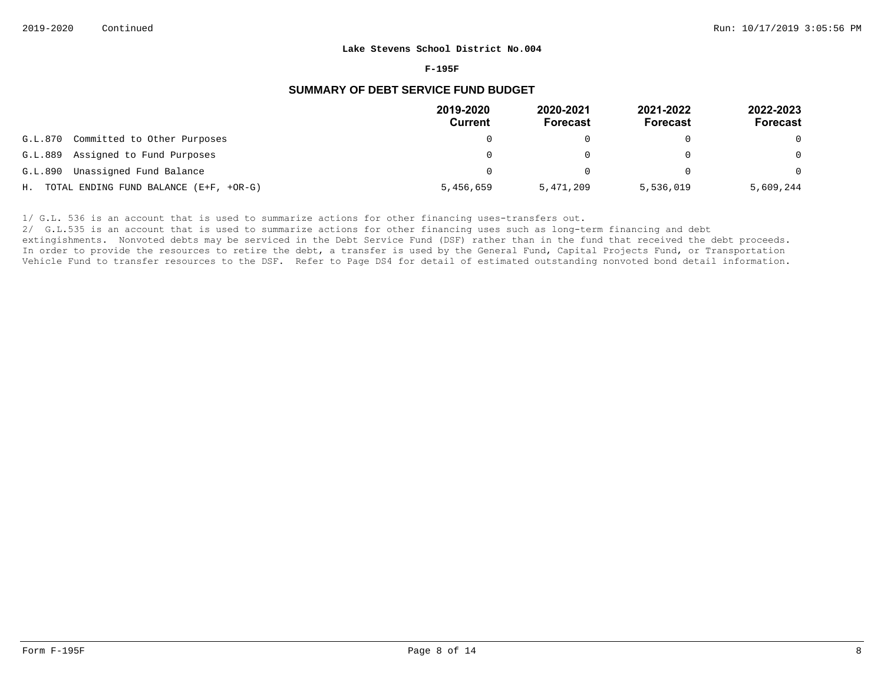2019-2020 Continued

**Lake Stevens School District No.004**

**F-195F**

## SUMMARY OF DEBT SERVICE FUND BUDGET

| | 2019-2020 Current | 2020-2021 Forecast | 2021-2022 Forecast | 2022-2023 Forecast |
|---|---|---|---|---|
| G.L.870 Committed to Other Purposes | 0 | 0 | 0 | 0 |
| G.L.889 Assigned to Fund Purposes | 0 | 0 | 0 | 0 |
| G.L.890 Unassigned Fund Balance | 0 | 0 | 0 | 0 |
| H. TOTAL ENDING FUND BALANCE (E+F, +OR-G) | 5,456,659 | 5,471,209 | 5,536,019 | 5,609,244 |

1/ G.L. 536 is an account that is used to summarize actions for other financing uses-transfers out.

2/ G.L.535 is an account that is used to summarize actions for other financing uses such as long-term financing and debt extingishments. Nonvoted debts may be serviced in the Debt Service Fund (DSF) rather than in the fund that received the debt proceeds. In order to provide the resources to retire the debt, a transfer is used by the General Fund, Capital Projects Fund, or Transportation Vehicle Fund to transfer resources to the DSF. Refer to Page DS4 for detail of estimated outstanding nonvoted bond detail information.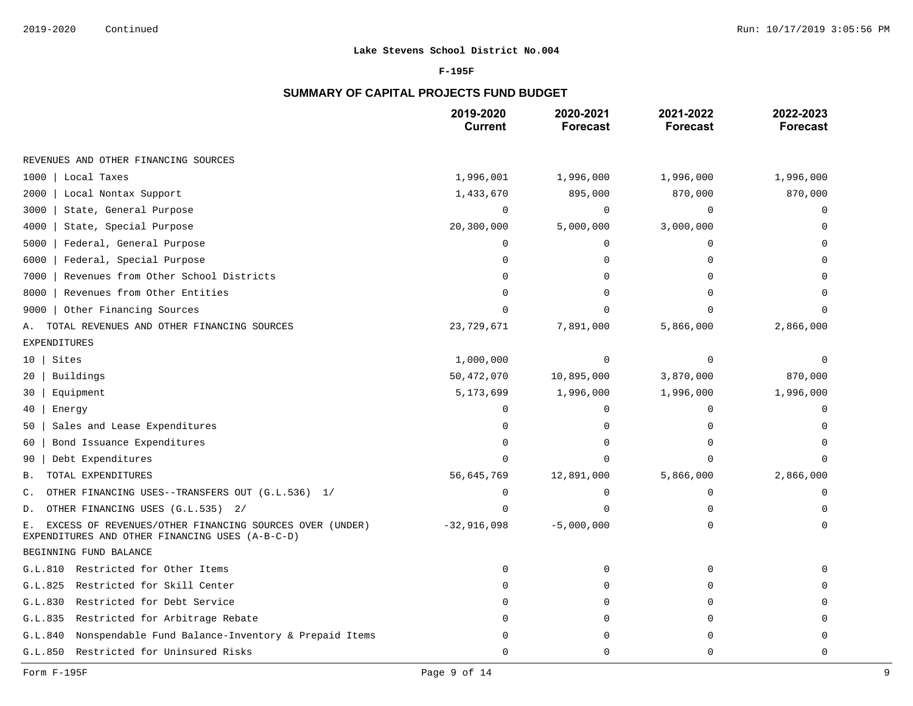**Lake Stevens School District No.004**

**F-195F**

## SUMMARY OF CAPITAL PROJECTS FUND BUDGET

| | 2019-2020 Current | 2020-2021 Forecast | 2021-2022 Forecast | 2022-2023 Forecast |
|---|---|---|---|---|
| REVENUES AND OTHER FINANCING SOURCES | | | | |
| 1000 \| Local Taxes | 1,996,001 | 1,996,000 | 1,996,000 | 1,996,000 |
| 2000 \| Local Nontax Support | 1,433,670 | 895,000 | 870,000 | 870,000 |
| 3000 \| State, General Purpose | 0 | 0 | 0 | 0 |
| 4000 \| State, Special Purpose | 20,300,000 | 5,000,000 | 3,000,000 | 0 |
| 5000 \| Federal, General Purpose | 0 | 0 | 0 | 0 |
| 6000 \| Federal, Special Purpose | 0 | 0 | 0 | 0 |
| 7000 \| Revenues from Other School Districts | 0 | 0 | 0 | 0 |
| 8000 \| Revenues from Other Entities | 0 | 0 | 0 | 0 |
| 9000 \| Other Financing Sources | 0 | 0 | 0 | 0 |
| A. TOTAL REVENUES AND OTHER FINANCING SOURCES | 23,729,671 | 7,891,000 | 5,866,000 | 2,866,000 |
| EXPENDITURES | | | | |
| 10 \| Sites | 1,000,000 | 0 | 0 | 0 |
| 20 \| Buildings | 50,472,070 | 10,895,000 | 3,870,000 | 870,000 |
| 30 \| Equipment | 5,173,699 | 1,996,000 | 1,996,000 | 1,996,000 |
| 40 \| Energy | 0 | 0 | 0 | 0 |
| 50 \| Sales and Lease Expenditures | 0 | 0 | 0 | 0 |
| 60 \| Bond Issuance Expenditures | 0 | 0 | 0 | 0 |
| 90 \| Debt Expenditures | 0 | 0 | 0 | 0 |
| B. TOTAL EXPENDITURES | 56,645,769 | 12,891,000 | 5,866,000 | 2,866,000 |
| C. OTHER FINANCING USES--TRANSFERS OUT (G.L.536) 1/ | 0 | 0 | 0 | 0 |
| D. OTHER FINANCING USES (G.L.535) 2/ | 0 | 0 | 0 | 0 |
| E. EXCESS OF REVENUES/OTHER FINANCING SOURCES OVER (UNDER) EXPENDITURES AND OTHER FINANCING USES (A-B-C-D) | -32,916,098 | -5,000,000 | 0 | 0 |
| BEGINNING FUND BALANCE | | | | |
| G.L.810 Restricted for Other Items | 0 | 0 | 0 | 0 |
| G.L.825 Restricted for Skill Center | 0 | 0 | 0 | 0 |
| G.L.830 Restricted for Debt Service | 0 | 0 | 0 | 0 |
| G.L.835 Restricted for Arbitrage Rebate | 0 | 0 | 0 | 0 |
| G.L.840 Nonspendable Fund Balance-Inventory & Prepaid Items | 0 | 0 | 0 | 0 |
| G.L.850 Restricted for Uninsured Risks | 0 | 0 | 0 | 0 |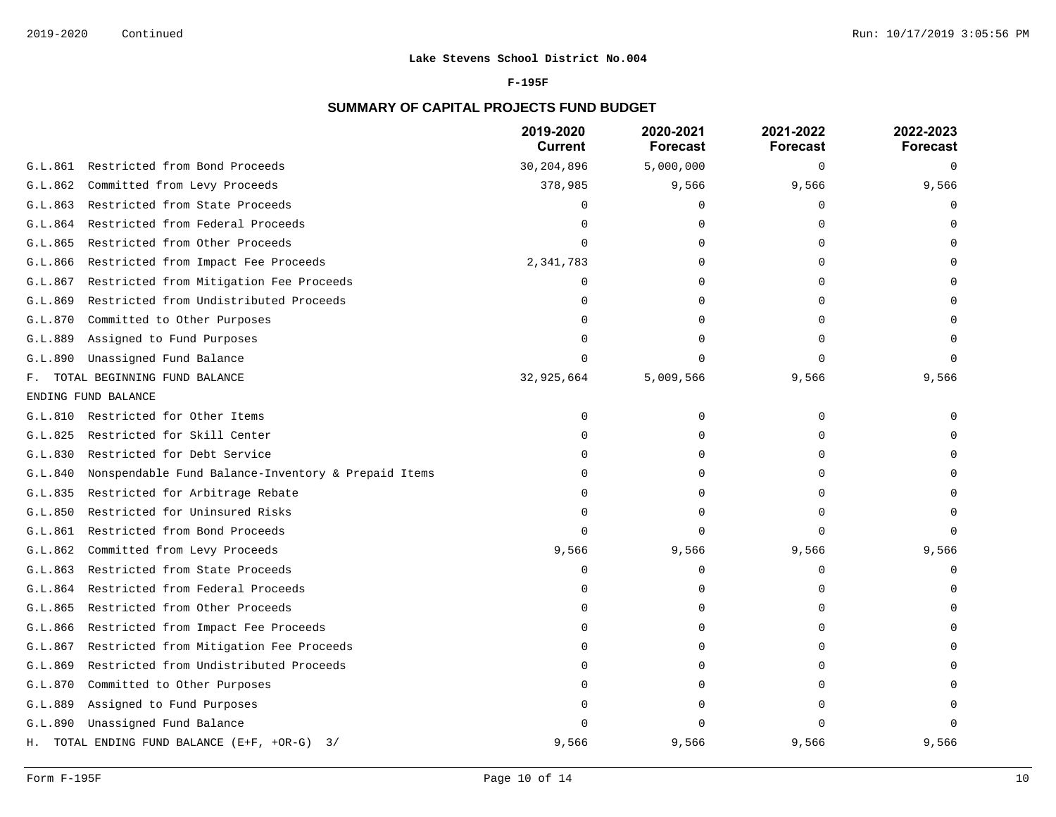Lake Stevens School District No.004

F-195F

## SUMMARY OF CAPITAL PROJECTS FUND BUDGET

| | 2019-2020 Current | 2020-2021 Forecast | 2021-2022 Forecast | 2022-2023 Forecast |
|---|---|---|---|---|
| G.L.861 Restricted from Bond Proceeds | 30,204,896 | 5,000,000 | 0 | 0 |
| G.L.862 Committed from Levy Proceeds | 378,985 | 9,566 | 9,566 | 9,566 |
| G.L.863 Restricted from State Proceeds | 0 | 0 | 0 | 0 |
| G.L.864 Restricted from Federal Proceeds | 0 | 0 | 0 | 0 |
| G.L.865 Restricted from Other Proceeds | 0 | 0 | 0 | 0 |
| G.L.866 Restricted from Impact Fee Proceeds | 2,341,783 | 0 | 0 | 0 |
| G.L.867 Restricted from Mitigation Fee Proceeds | 0 | 0 | 0 | 0 |
| G.L.869 Restricted from Undistributed Proceeds | 0 | 0 | 0 | 0 |
| G.L.870 Committed to Other Purposes | 0 | 0 | 0 | 0 |
| G.L.889 Assigned to Fund Purposes | 0 | 0 | 0 | 0 |
| G.L.890 Unassigned Fund Balance | 0 | 0 | 0 | 0 |
| F. TOTAL BEGINNING FUND BALANCE | 32,925,664 | 5,009,566 | 9,566 | 9,566 |
| ENDING FUND BALANCE | | | | |
| G.L.810 Restricted for Other Items | 0 | 0 | 0 | 0 |
| G.L.825 Restricted for Skill Center | 0 | 0 | 0 | 0 |
| G.L.830 Restricted for Debt Service | 0 | 0 | 0 | 0 |
| G.L.840 Nonspendable Fund Balance-Inventory & Prepaid Items | 0 | 0 | 0 | 0 |
| G.L.835 Restricted for Arbitrage Rebate | 0 | 0 | 0 | 0 |
| G.L.850 Restricted for Uninsured Risks | 0 | 0 | 0 | 0 |
| G.L.861 Restricted from Bond Proceeds | 0 | 0 | 0 | 0 |
| G.L.862 Committed from Levy Proceeds | 9,566 | 9,566 | 9,566 | 9,566 |
| G.L.863 Restricted from State Proceeds | 0 | 0 | 0 | 0 |
| G.L.864 Restricted from Federal Proceeds | 0 | 0 | 0 | 0 |
| G.L.865 Restricted from Other Proceeds | 0 | 0 | 0 | 0 |
| G.L.866 Restricted from Impact Fee Proceeds | 0 | 0 | 0 | 0 |
| G.L.867 Restricted from Mitigation Fee Proceeds | 0 | 0 | 0 | 0 |
| G.L.869 Restricted from Undistributed Proceeds | 0 | 0 | 0 | 0 |
| G.L.870 Committed to Other Purposes | 0 | 0 | 0 | 0 |
| G.L.889 Assigned to Fund Purposes | 0 | 0 | 0 | 0 |
| G.L.890 Unassigned Fund Balance | 0 | 0 | 0 | 0 |
| H. TOTAL ENDING FUND BALANCE (E+F, +OR-G) 3/ | 9,566 | 9,566 | 9,566 | 9,566 |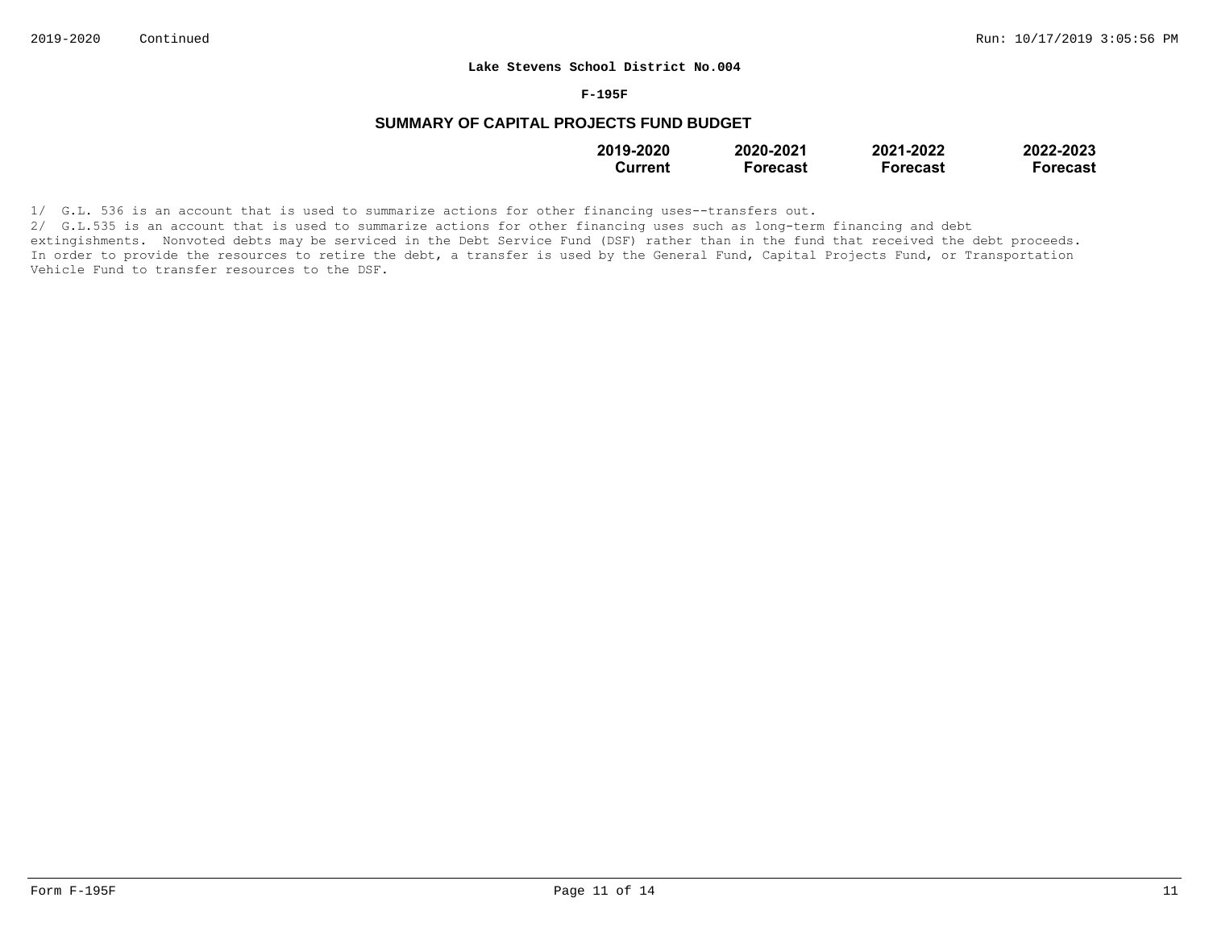**Lake Stevens School District No.004**

**F-195F**

## SUMMARY OF CAPITAL PROJECTS FUND BUDGET

| | 2019-2020 Current | 2020-2021 Forecast | 2021-2022 Forecast | 2022-2023 Forecast |
|---|---|---|---|---|

1/ G.L. 536 is an account that is used to summarize actions for other financing uses--transfers out.

2/ G.L.535 is an account that is used to summarize actions for other financing uses such as long-term financing and debt extingishments. Nonvoted debts may be serviced in the Debt Service Fund (DSF) rather than in the fund that received the debt proceeds. In order to provide the resources to retire the debt, a transfer is used by the General Fund, Capital Projects Fund, or Transportation Vehicle Fund to transfer resources to the DSF.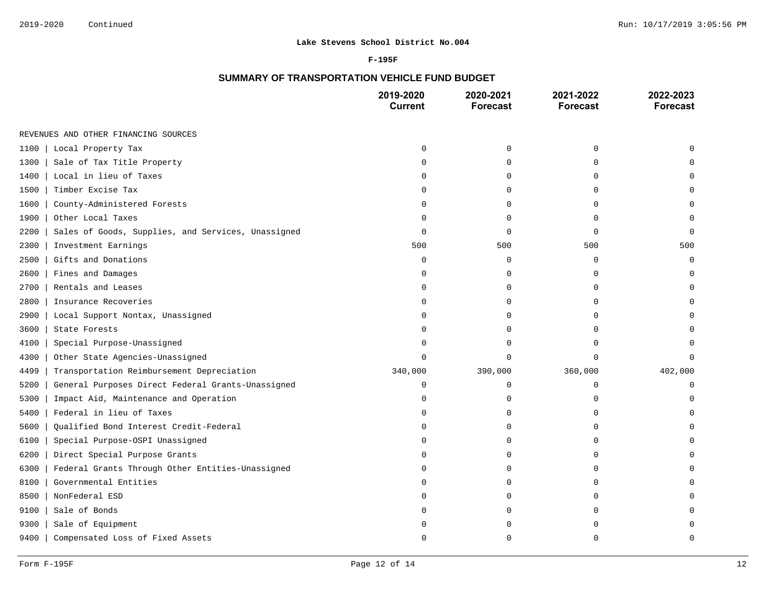**Lake Stevens School District No.004**

**F-195F**

## SUMMARY OF TRANSPORTATION VEHICLE FUND BUDGET

| | 2019-2020 Current | 2020-2021 Forecast | 2021-2022 Forecast | 2022-2023 Forecast |
|---|---|---|---|---|
| REVENUES AND OTHER FINANCING SOURCES | | | | |
| 1100 \| Local Property Tax | 0 | 0 | 0 | 0 |
| 1300 \| Sale of Tax Title Property | 0 | 0 | 0 | 0 |
| 1400 \| Local in lieu of Taxes | 0 | 0 | 0 | 0 |
| 1500 \| Timber Excise Tax | 0 | 0 | 0 | 0 |
| 1600 \| County-Administered Forests | 0 | 0 | 0 | 0 |
| 1900 \| Other Local Taxes | 0 | 0 | 0 | 0 |
| 2200 \| Sales of Goods, Supplies, and Services, Unassigned | 0 | 0 | 0 | 0 |
| 2300 \| Investment Earnings | 500 | 500 | 500 | 500 |
| 2500 \| Gifts and Donations | 0 | 0 | 0 | 0 |
| 2600 \| Fines and Damages | 0 | 0 | 0 | 0 |
| 2700 \| Rentals and Leases | 0 | 0 | 0 | 0 |
| 2800 \| Insurance Recoveries | 0 | 0 | 0 | 0 |
| 2900 \| Local Support Nontax, Unassigned | 0 | 0 | 0 | 0 |
| 3600 \| State Forests | 0 | 0 | 0 | 0 |
| 4100 \| Special Purpose-Unassigned | 0 | 0 | 0 | 0 |
| 4300 \| Other State Agencies-Unassigned | 0 | 0 | 0 | 0 |
| 4499 \| Transportation Reimbursement Depreciation | 340,000 | 390,000 | 360,000 | 402,000 |
| 5200 \| General Purposes Direct Federal Grants-Unassigned | 0 | 0 | 0 | 0 |
| 5300 \| Impact Aid, Maintenance and Operation | 0 | 0 | 0 | 0 |
| 5400 \| Federal in lieu of Taxes | 0 | 0 | 0 | 0 |
| 5600 \| Qualified Bond Interest Credit-Federal | 0 | 0 | 0 | 0 |
| 6100 \| Special Purpose-OSPI Unassigned | 0 | 0 | 0 | 0 |
| 6200 \| Direct Special Purpose Grants | 0 | 0 | 0 | 0 |
| 6300 \| Federal Grants Through Other Entities-Unassigned | 0 | 0 | 0 | 0 |
| 8100 \| Governmental Entities | 0 | 0 | 0 | 0 |
| 8500 \| NonFederal ESD | 0 | 0 | 0 | 0 |
| 9100 \| Sale of Bonds | 0 | 0 | 0 | 0 |
| 9300 \| Sale of Equipment | 0 | 0 | 0 | 0 |
| 9400 \| Compensated Loss of Fixed Assets | 0 | 0 | 0 | 0 |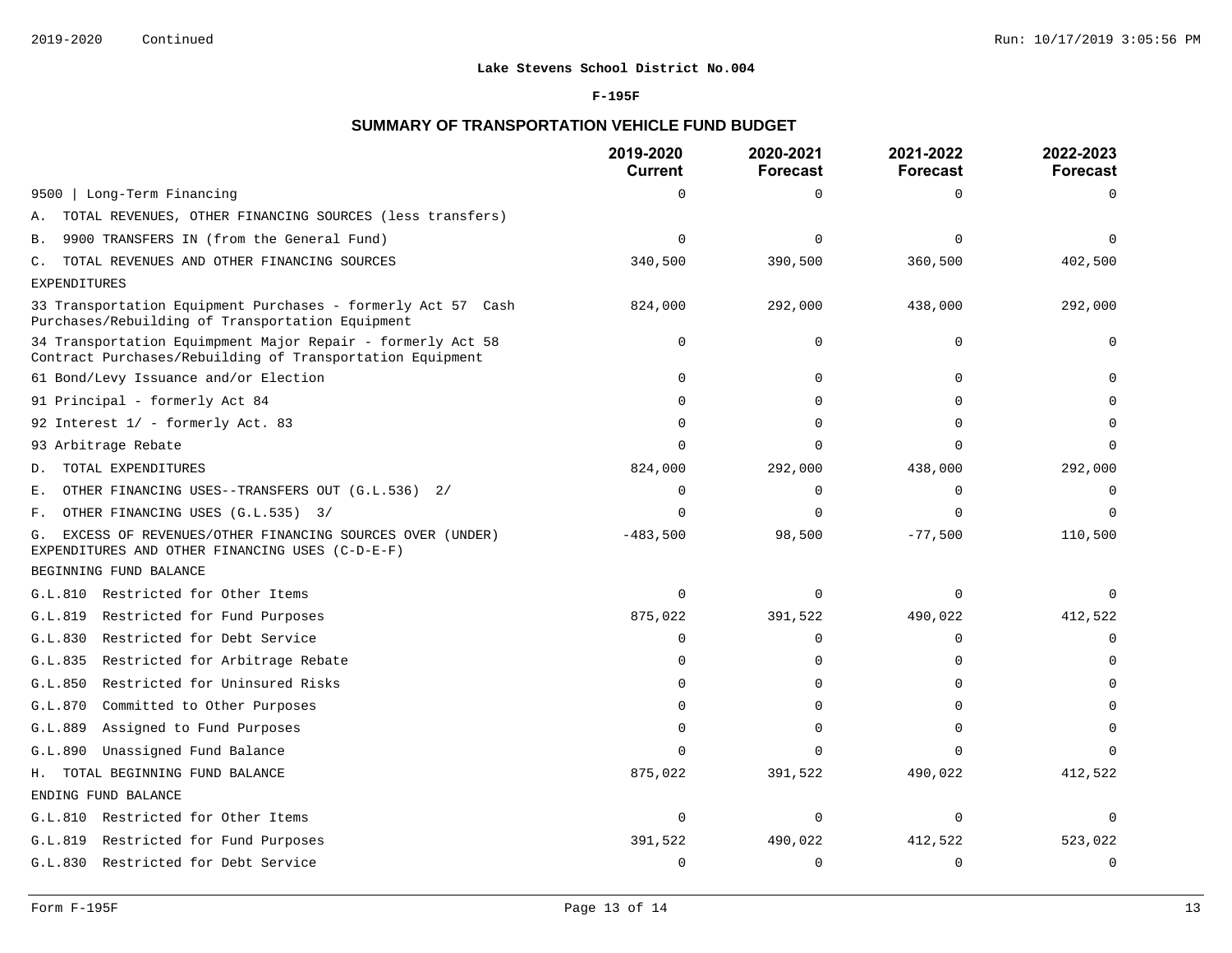**Lake Stevens School District No.004**

**F-195F**

## SUMMARY OF TRANSPORTATION VEHICLE FUND BUDGET

| | 2019-2020 Current | 2020-2021 Forecast | 2021-2022 Forecast | 2022-2023 Forecast |
|---|---|---|---|---|
| 9500 \| Long-Term Financing | 0 | 0 | 0 | 0 |
| A. TOTAL REVENUES, OTHER FINANCING SOURCES (less transfers) | | | | |
| B. 9900 TRANSFERS IN (from the General Fund) | 0 | 0 | 0 | 0 |
| C. TOTAL REVENUES AND OTHER FINANCING SOURCES | 340,500 | 390,500 | 360,500 | 402,500 |
| EXPENDITURES | | | | |
| 33 Transportation Equipment Purchases - formerly Act 57 Cash Purchases/Rebuilding of Transportation Equipment | 824,000 | 292,000 | 438,000 | 292,000 |
| 34 Transportation Equimpment Major Repair - formerly Act 58 Contract Purchases/Rebuilding of Transportation Equipment | 0 | 0 | 0 | 0 |
| 61 Bond/Levy Issuance and/or Election | 0 | 0 | 0 | 0 |
| 91 Principal - formerly Act 84 | 0 | 0 | 0 | 0 |
| 92 Interest 1/ - formerly Act. 83 | 0 | 0 | 0 | 0 |
| 93 Arbitrage Rebate | 0 | 0 | 0 | 0 |
| D. TOTAL EXPENDITURES | 824,000 | 292,000 | 438,000 | 292,000 |
| E. OTHER FINANCING USES--TRANSFERS OUT (G.L.536) 2/ | 0 | 0 | 0 | 0 |
| F. OTHER FINANCING USES (G.L.535) 3/ | 0 | 0 | 0 | 0 |
| G. EXCESS OF REVENUES/OTHER FINANCING SOURCES OVER (UNDER) EXPENDITURES AND OTHER FINANCING USES (C-D-E-F) | -483,500 | 98,500 | -77,500 | 110,500 |
| BEGINNING FUND BALANCE | | | | |
| G.L.810 Restricted for Other Items | 0 | 0 | 0 | 0 |
| G.L.819 Restricted for Fund Purposes | 875,022 | 391,522 | 490,022 | 412,522 |
| G.L.830 Restricted for Debt Service | 0 | 0 | 0 | 0 |
| G.L.835 Restricted for Arbitrage Rebate | 0 | 0 | 0 | 0 |
| G.L.850 Restricted for Uninsured Risks | 0 | 0 | 0 | 0 |
| G.L.870 Committed to Other Purposes | 0 | 0 | 0 | 0 |
| G.L.889 Assigned to Fund Purposes | 0 | 0 | 0 | 0 |
| G.L.890 Unassigned Fund Balance | 0 | 0 | 0 | 0 |
| H. TOTAL BEGINNING FUND BALANCE | 875,022 | 391,522 | 490,022 | 412,522 |
| ENDING FUND BALANCE | | | | |
| G.L.810 Restricted for Other Items | 0 | 0 | 0 | 0 |
| G.L.819 Restricted for Fund Purposes | 391,522 | 490,022 | 412,522 | 523,022 |
| G.L.830 Restricted for Debt Service | 0 | 0 | 0 | 0 |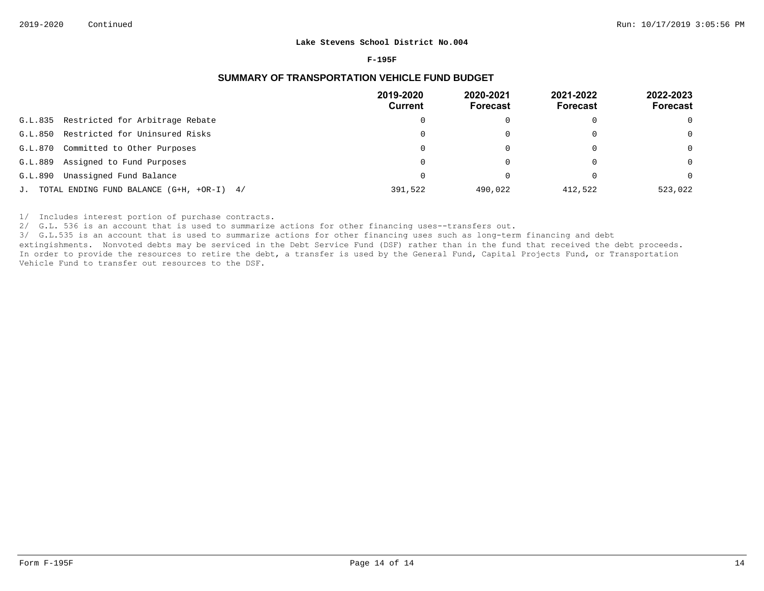**Lake Stevens School District No.004**

**F-195F**

## SUMMARY OF TRANSPORTATION VEHICLE FUND BUDGET

| | 2019-2020 Current | 2020-2021 Forecast | 2021-2022 Forecast | 2022-2023 Forecast |
|---|---|---|---|---|
| G.L.835 Restricted for Arbitrage Rebate | 0 | 0 | 0 | 0 |
| G.L.850 Restricted for Uninsured Risks | 0 | 0 | 0 | 0 |
| G.L.870 Committed to Other Purposes | 0 | 0 | 0 | 0 |
| G.L.889 Assigned to Fund Purposes | 0 | 0 | 0 | 0 |
| G.L.890 Unassigned Fund Balance | 0 | 0 | 0 | 0 |
| J. TOTAL ENDING FUND BALANCE (G+H, +OR-I) 4/ | 391,522 | 490,022 | 412,522 | 523,022 |

1/ Includes interest portion of purchase contracts.
2/ G.L. 536 is an account that is used to summarize actions for other financing uses--transfers out.
3/ G.L.535 is an account that is used to summarize actions for other financing uses such as long-term financing and debt extingishments. Nonvoted debts may be serviced in the Debt Service Fund (DSF) rather than in the fund that received the debt proceeds. In order to provide the resources to retire the debt, a transfer is used by the General Fund, Capital Projects Fund, or Transportation Vehicle Fund to transfer out resources to the DSF.